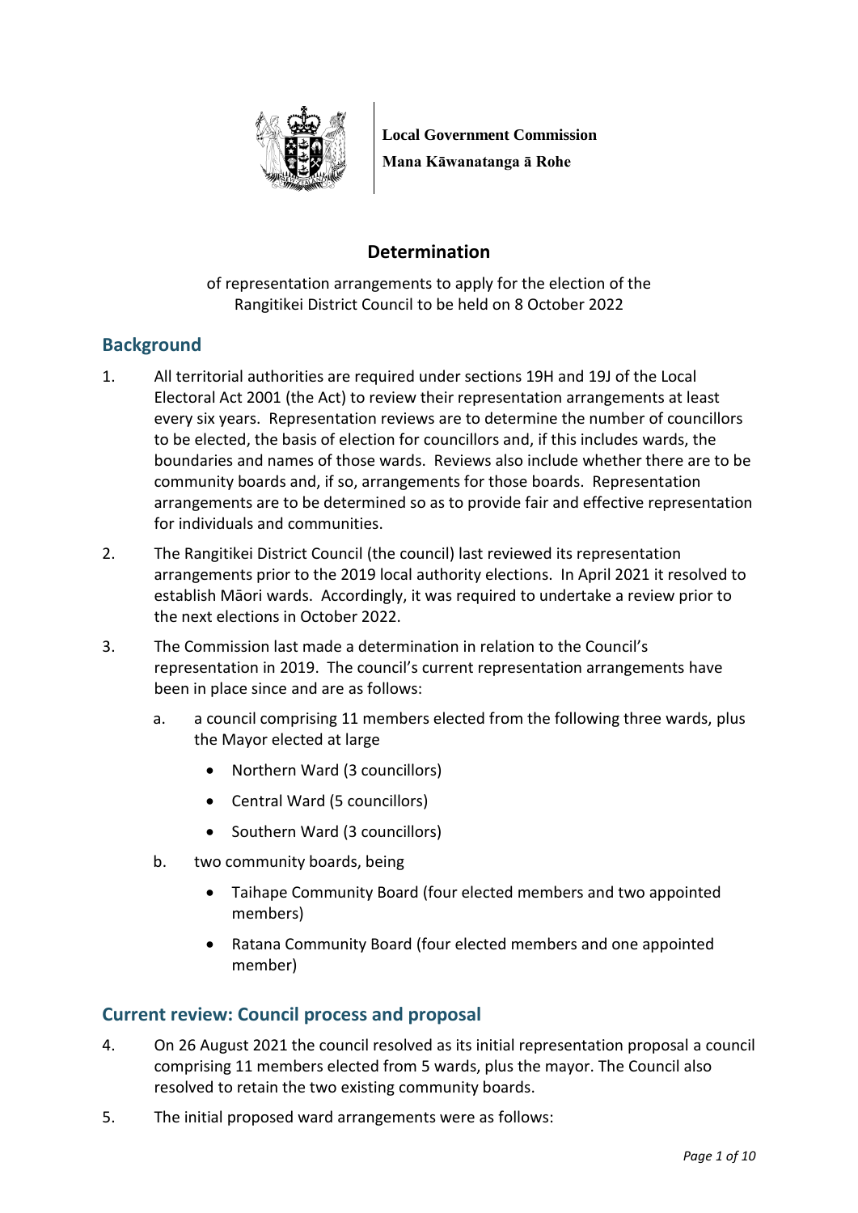**Local Government Commission**
**Mana Kāwanatanga ā Rohe**

# Determination

of representation arrangements to apply for the election of the Rangitikei District Council to be held on 8 October 2022

## Background

1. All territorial authorities are required under sections 19H and 19J of the Local Electoral Act 2001 (the Act) to review their representation arrangements at least every six years. Representation reviews are to determine the number of councillors to be elected, the basis of election for councillors and, if this includes wards, the boundaries and names of those wards. Reviews also include whether there are to be community boards and, if so, arrangements for those boards. Representation arrangements are to be determined so as to provide fair and effective representation for individuals and communities.

2. The Rangitikei District Council (the council) last reviewed its representation arrangements prior to the 2019 local authority elections. In April 2021 it resolved to establish Māori wards. Accordingly, it was required to undertake a review prior to the next elections in October 2022.

3. The Commission last made a determination in relation to the Council's representation in 2019. The council's current representation arrangements have been in place since and are as follows:

   a. a council comprising 11 members elected from the following three wards, plus the Mayor elected at large

      - Northern Ward (3 councillors)
      - Central Ward (5 councillors)
      - Southern Ward (3 councillors)

   b. two community boards, being

      - Taihape Community Board (four elected members and two appointed members)
      - Ratana Community Board (four elected members and one appointed member)

## Current review: Council process and proposal

4. On 26 August 2021 the council resolved as its initial representation proposal a council comprising 11 members elected from 5 wards, plus the mayor. The Council also resolved to retain the two existing community boards.

5. The initial proposed ward arrangements were as follows: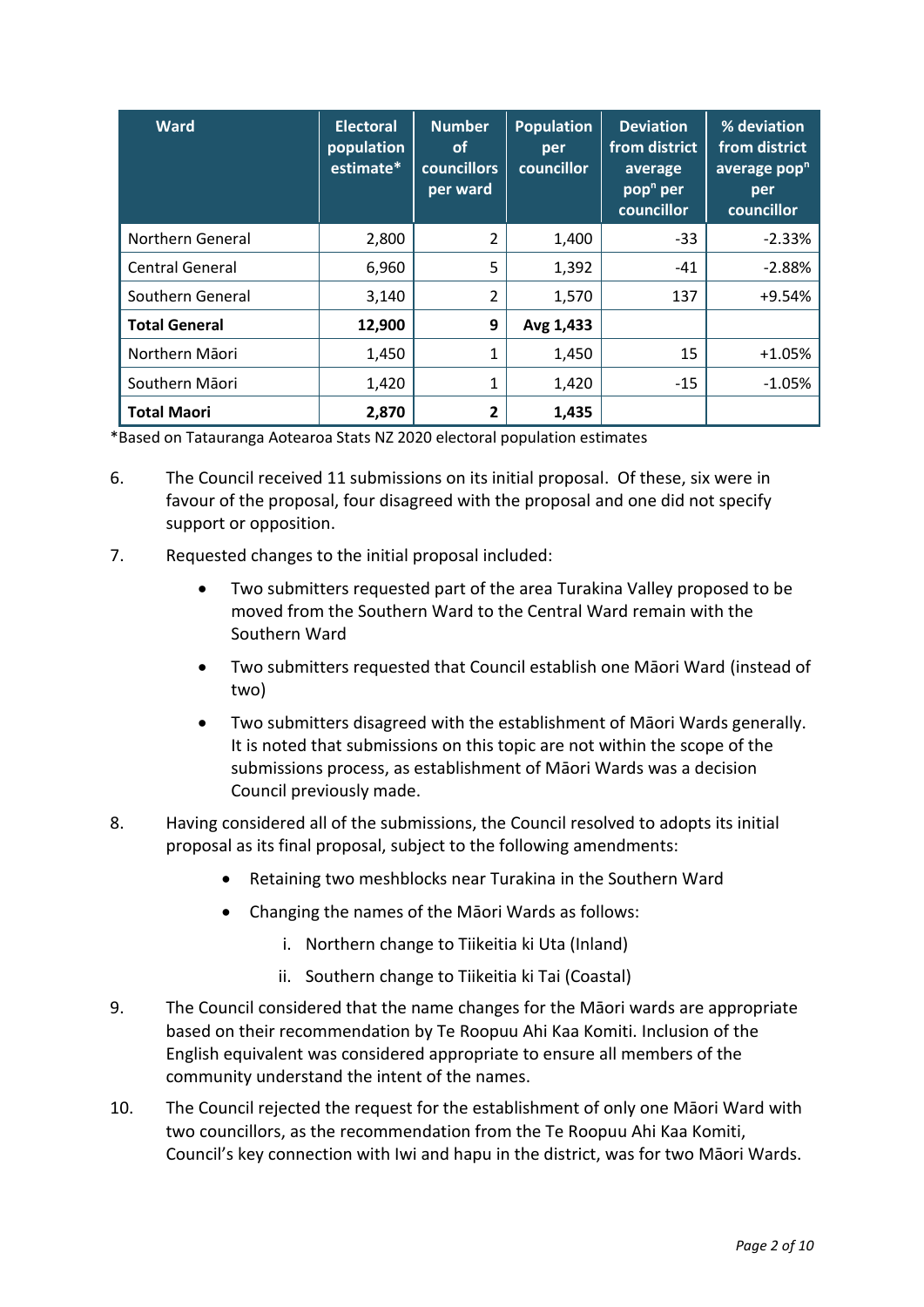| Ward | Electoral population estimate* | Number of councillors per ward | Population per councillor | Deviation from district average pop$^n$ per councillor | % deviation from district average pop$^n$ per councillor |
|---|---|---|---|---|---|
| Northern General | 2,800 | 2 | 1,400 | -33 | -2.33% |
| Central General | 6,960 | 5 | 1,392 | -41 | -2.88% |
| Southern General | 3,140 | 2 | 1,570 | 137 | +9.54% |
| **Total General** | **12,900** | **9** | **Avg 1,433** | | |
| Northern Māori | 1,450 | 1 | 1,450 | 15 | +1.05% |
| Southern Māori | 1,420 | 1 | 1,420 | -15 | -1.05% |
| **Total Maori** | **2,870** | **2** | **1,435** | | |

*Based on Tatauranga Aotearoa Stats NZ 2020 electoral population estimates

6. The Council received 11 submissions on its initial proposal. Of these, six were in favour of the proposal, four disagreed with the proposal and one did not specify support or opposition.

7. Requested changes to the initial proposal included:

   - Two submitters requested part of the area Turakina Valley proposed to be moved from the Southern Ward to the Central Ward remain with the Southern Ward
   - Two submitters requested that Council establish one Māori Ward (instead of two)
   - Two submitters disagreed with the establishment of Māori Wards generally. It is noted that submissions on this topic are not within the scope of the submissions process, as establishment of Māori Wards was a decision Council previously made.

8. Having considered all of the submissions, the Council resolved to adopts its initial proposal as its final proposal, subject to the following amendments:

   - Retaining two meshblocks near Turakina in the Southern Ward
   - Changing the names of the Māori Wards as follows:
     i. Northern change to Tiikeitia ki Uta (Inland)
     ii. Southern change to Tiikeitia ki Tai (Coastal)

9. The Council considered that the name changes for the Māori wards are appropriate based on their recommendation by Te Roopuu Ahi Kaa Komiti. Inclusion of the English equivalent was considered appropriate to ensure all members of the community understand the intent of the names.

10. The Council rejected the request for the establishment of only one Māori Ward with two councillors, as the recommendation from the Te Roopuu Ahi Kaa Komiti, Council's key connection with Iwi and hapu in the district, was for two Māori Wards.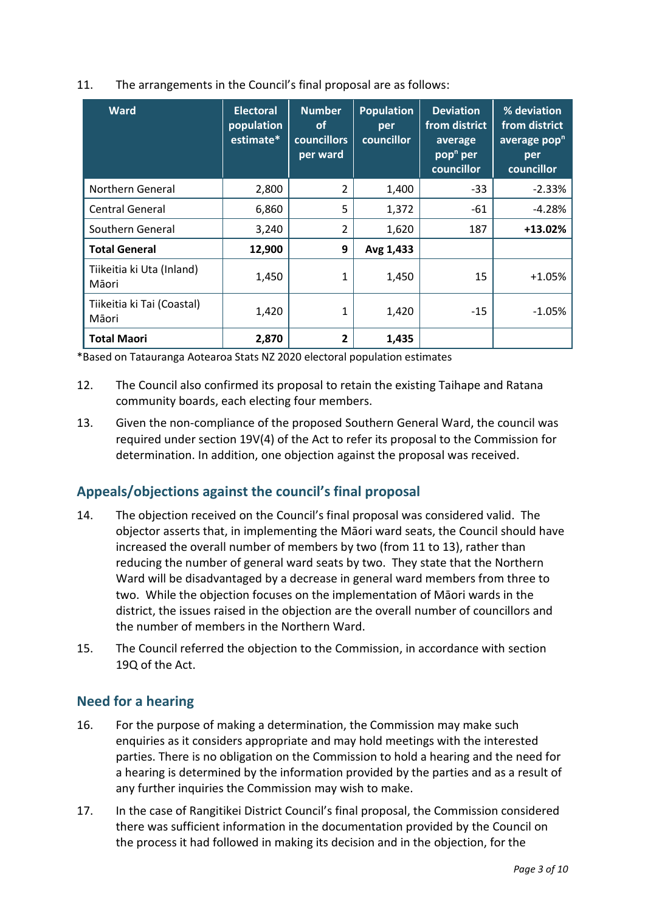11. The arrangements in the Council's final proposal are as follows:

| Ward | Electoral population estimate* | Number of councillors per ward | Population per councillor | Deviation from district average pop$^n$ per councillor | % deviation from district average pop$^n$ per councillor |
|---|---|---|---|---|---|
| Northern General | 2,800 | 2 | 1,400 | -33 | -2.33% |
| Central General | 6,860 | 5 | 1,372 | -61 | -4.28% |
| Southern General | 3,240 | 2 | 1,620 | 187 | **+13.02%** |
| **Total General** | **12,900** | **9** | **Avg 1,433** | | |
| Tiikeitia ki Uta (Inland) Māori | 1,450 | 1 | 1,450 | 15 | +1.05% |
| Tiikeitia ki Tai (Coastal) Māori | 1,420 | 1 | 1,420 | -15 | -1.05% |
| **Total Maori** | **2,870** | **2** | **1,435** | | |

*Based on Tatauranga Aotearoa Stats NZ 2020 electoral population estimates

12. The Council also confirmed its proposal to retain the existing Taihape and Ratana community boards, each electing four members.

13. Given the non-compliance of the proposed Southern General Ward, the council was required under section 19V(4) of the Act to refer its proposal to the Commission for determination. In addition, one objection against the proposal was received.

## Appeals/objections against the council's final proposal

14. The objection received on the Council's final proposal was considered valid. The objector asserts that, in implementing the Māori ward seats, the Council should have increased the overall number of members by two (from 11 to 13), rather than reducing the number of general ward seats by two. They state that the Northern Ward will be disadvantaged by a decrease in general ward members from three to two. While the objection focuses on the implementation of Māori wards in the district, the issues raised in the objection are the overall number of councillors and the number of members in the Northern Ward.

15. The Council referred the objection to the Commission, in accordance with section 19Q of the Act.

## Need for a hearing

16. For the purpose of making a determination, the Commission may make such enquiries as it considers appropriate and may hold meetings with the interested parties. There is no obligation on the Commission to hold a hearing and the need for a hearing is determined by the information provided by the parties and as a result of any further inquiries the Commission may wish to make.

17. In the case of Rangitikei District Council's final proposal, the Commission considered there was sufficient information in the documentation provided by the Council on the process it had followed in making its decision and in the objection, for the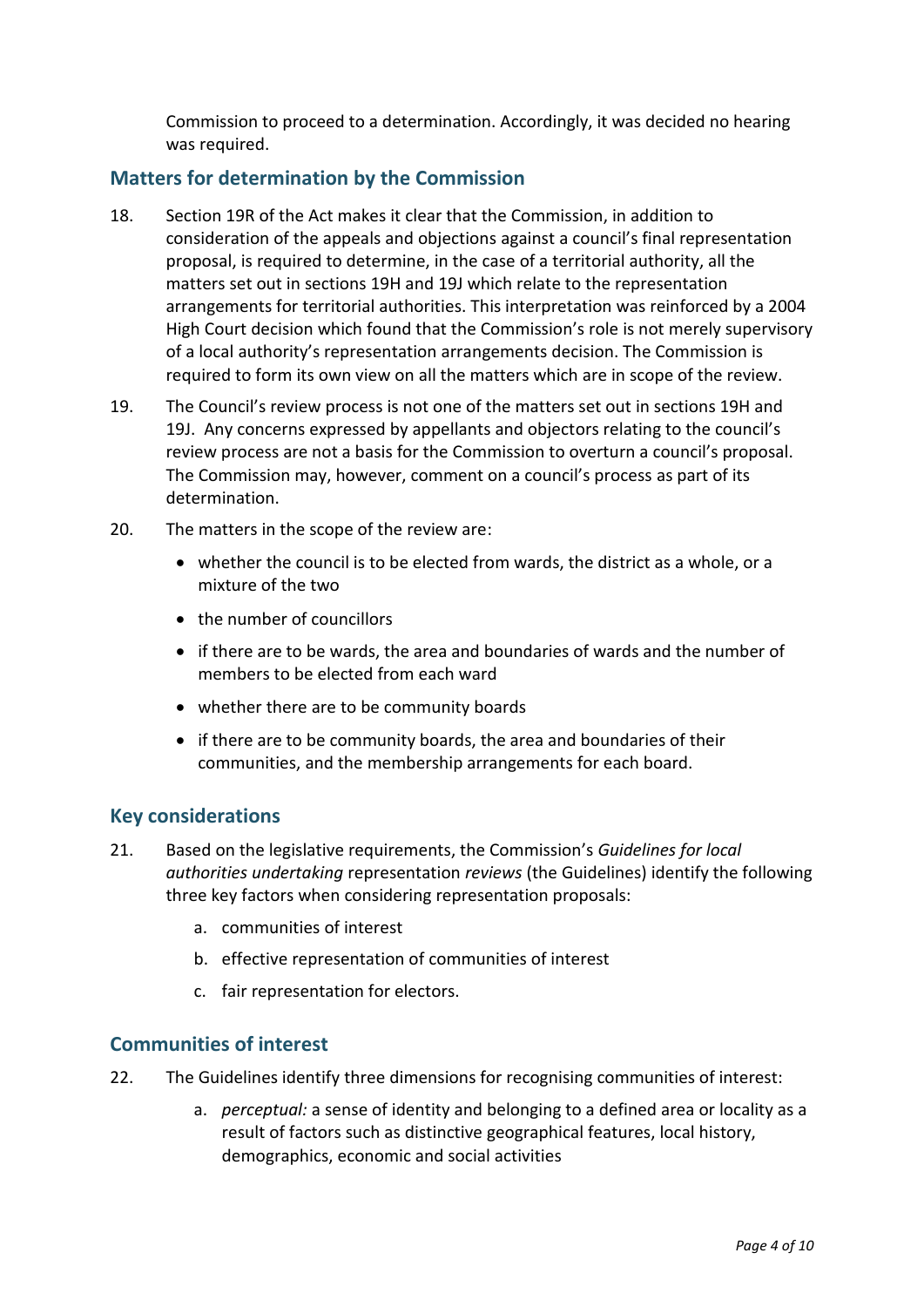Commission to proceed to a determination. Accordingly, it was decided no hearing was required.

## Matters for determination by the Commission

18. Section 19R of the Act makes it clear that the Commission, in addition to consideration of the appeals and objections against a council's final representation proposal, is required to determine, in the case of a territorial authority, all the matters set out in sections 19H and 19J which relate to the representation arrangements for territorial authorities. This interpretation was reinforced by a 2004 High Court decision which found that the Commission's role is not merely supervisory of a local authority's representation arrangements decision. The Commission is required to form its own view on all the matters which are in scope of the review.

19. The Council's review process is not one of the matters set out in sections 19H and 19J. Any concerns expressed by appellants and objectors relating to the council's review process are not a basis for the Commission to overturn a council's proposal. The Commission may, however, comment on a council's process as part of its determination.

20. The matters in the scope of the review are:
    - whether the council is to be elected from wards, the district as a whole, or a mixture of the two
    - the number of councillors
    - if there are to be wards, the area and boundaries of wards and the number of members to be elected from each ward
    - whether there are to be community boards
    - if there are to be community boards, the area and boundaries of their communities, and the membership arrangements for each board.

## Key considerations

21. Based on the legislative requirements, the Commission's *Guidelines for local authorities undertaking* representation *reviews* (the Guidelines) identify the following three key factors when considering representation proposals:
    a. communities of interest
    b. effective representation of communities of interest
    c. fair representation for electors.

## Communities of interest

22. The Guidelines identify three dimensions for recognising communities of interest:
    a. *perceptual:* a sense of identity and belonging to a defined area or locality as a result of factors such as distinctive geographical features, local history, demographics, economic and social activities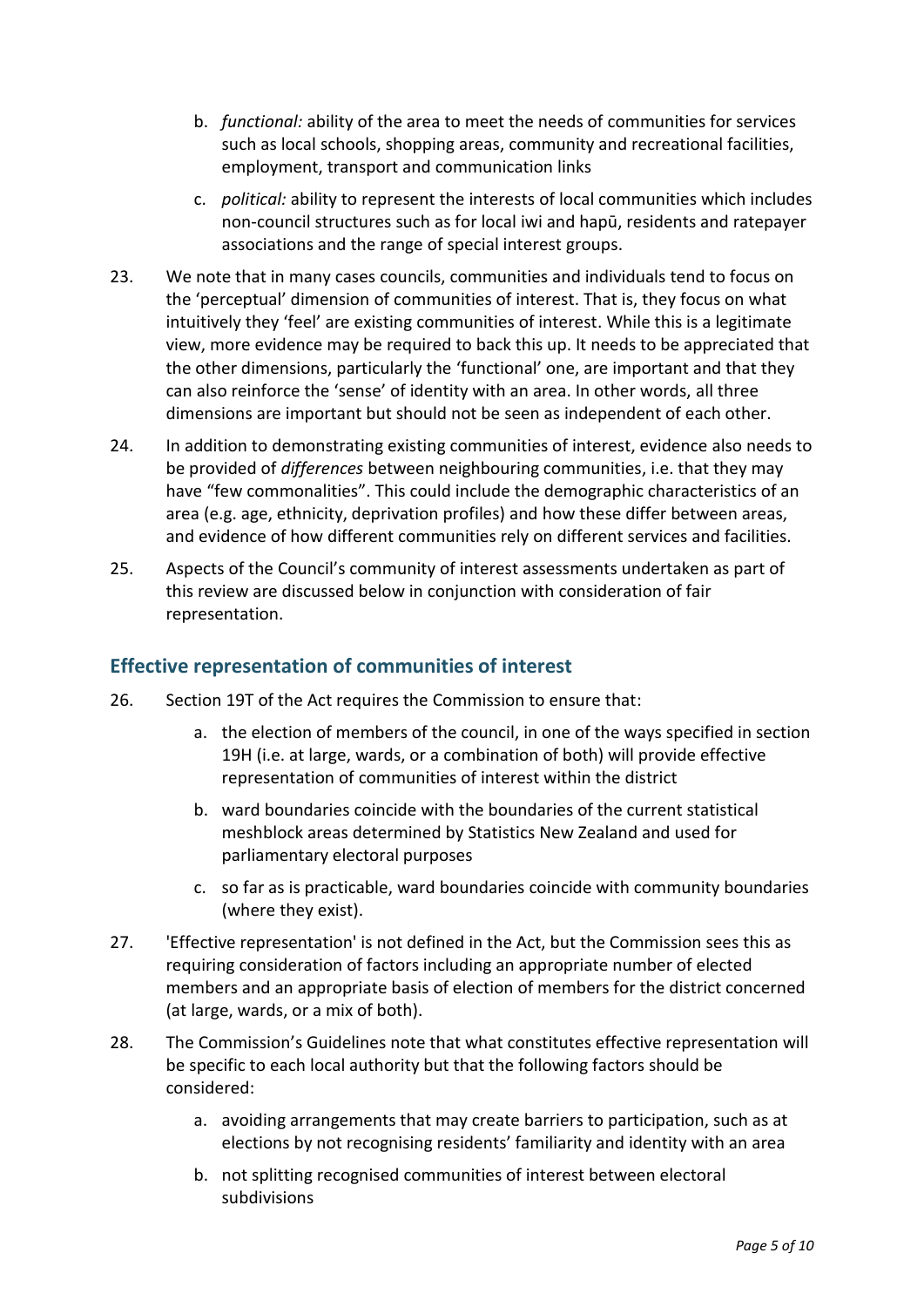b. *functional:* ability of the area to meet the needs of communities for services such as local schools, shopping areas, community and recreational facilities, employment, transport and communication links

c. *political:* ability to represent the interests of local communities which includes non-council structures such as for local iwi and hapū, residents and ratepayer associations and the range of special interest groups.

23. We note that in many cases councils, communities and individuals tend to focus on the 'perceptual' dimension of communities of interest. That is, they focus on what intuitively they 'feel' are existing communities of interest. While this is a legitimate view, more evidence may be required to back this up. It needs to be appreciated that the other dimensions, particularly the 'functional' one, are important and that they can also reinforce the 'sense' of identity with an area. In other words, all three dimensions are important but should not be seen as independent of each other.

24. In addition to demonstrating existing communities of interest, evidence also needs to be provided of *differences* between neighbouring communities, i.e. that they may have "few commonalities". This could include the demographic characteristics of an area (e.g. age, ethnicity, deprivation profiles) and how these differ between areas, and evidence of how different communities rely on different services and facilities.

25. Aspects of the Council's community of interest assessments undertaken as part of this review are discussed below in conjunction with consideration of fair representation.

## Effective representation of communities of interest

26. Section 19T of the Act requires the Commission to ensure that:

    a. the election of members of the council, in one of the ways specified in section 19H (i.e. at large, wards, or a combination of both) will provide effective representation of communities of interest within the district

    b. ward boundaries coincide with the boundaries of the current statistical meshblock areas determined by Statistics New Zealand and used for parliamentary electoral purposes

    c. so far as is practicable, ward boundaries coincide with community boundaries (where they exist).

27. 'Effective representation' is not defined in the Act, but the Commission sees this as requiring consideration of factors including an appropriate number of elected members and an appropriate basis of election of members for the district concerned (at large, wards, or a mix of both).

28. The Commission's Guidelines note that what constitutes effective representation will be specific to each local authority but that the following factors should be considered:

    a. avoiding arrangements that may create barriers to participation, such as at elections by not recognising residents' familiarity and identity with an area

    b. not splitting recognised communities of interest between electoral subdivisions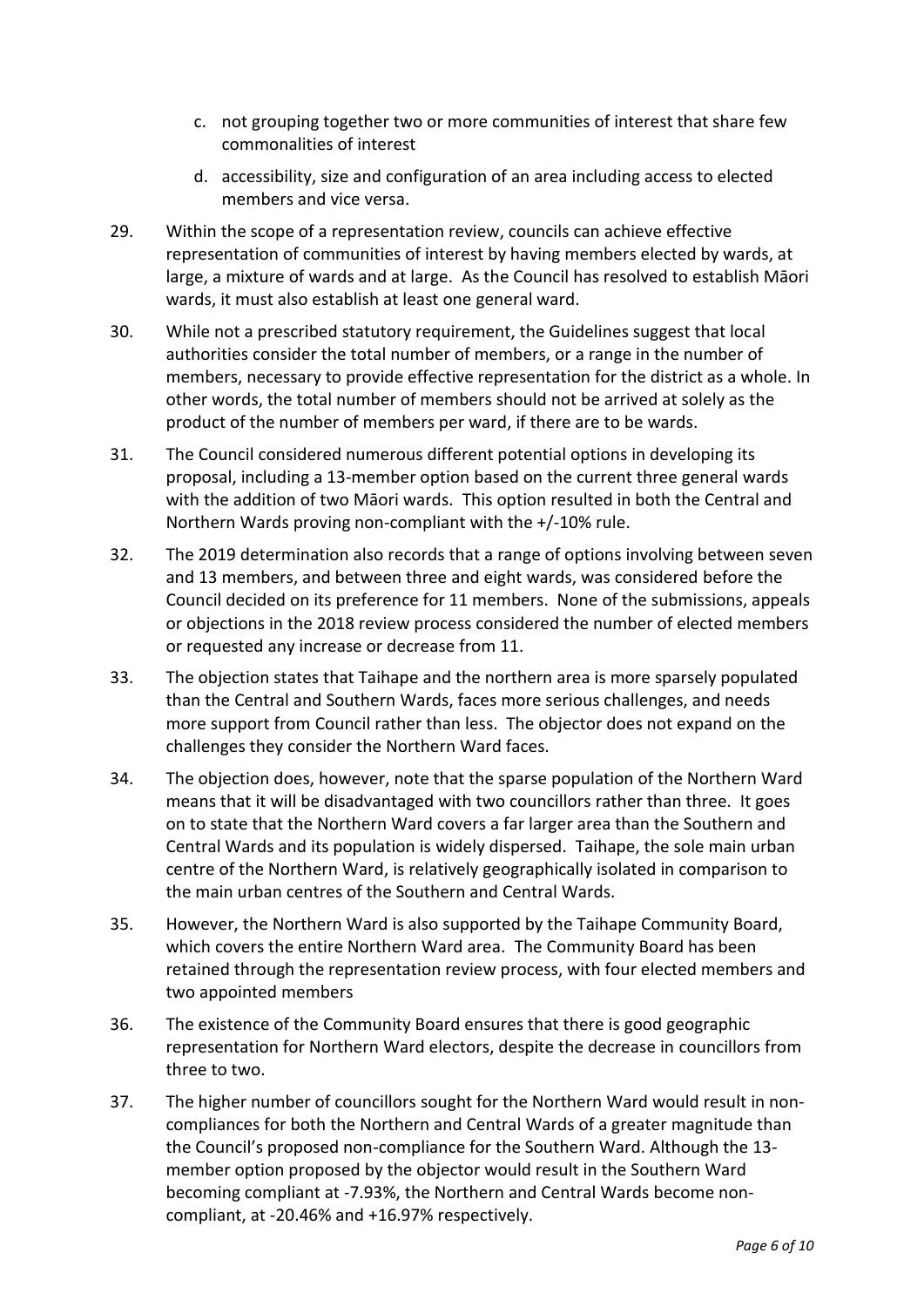c. not grouping together two or more communities of interest that share few commonalities of interest

d. accessibility, size and configuration of an area including access to elected members and vice versa.

29. Within the scope of a representation review, councils can achieve effective representation of communities of interest by having members elected by wards, at large, a mixture of wards and at large. As the Council has resolved to establish Māori wards, it must also establish at least one general ward.

30. While not a prescribed statutory requirement, the Guidelines suggest that local authorities consider the total number of members, or a range in the number of members, necessary to provide effective representation for the district as a whole. In other words, the total number of members should not be arrived at solely as the product of the number of members per ward, if there are to be wards.

31. The Council considered numerous different potential options in developing its proposal, including a 13-member option based on the current three general wards with the addition of two Māori wards. This option resulted in both the Central and Northern Wards proving non-compliant with the +/-10% rule.

32. The 2019 determination also records that a range of options involving between seven and 13 members, and between three and eight wards, was considered before the Council decided on its preference for 11 members. None of the submissions, appeals or objections in the 2018 review process considered the number of elected members or requested any increase or decrease from 11.

33. The objection states that Taihape and the northern area is more sparsely populated than the Central and Southern Wards, faces more serious challenges, and needs more support from Council rather than less. The objector does not expand on the challenges they consider the Northern Ward faces.

34. The objection does, however, note that the sparse population of the Northern Ward means that it will be disadvantaged with two councillors rather than three. It goes on to state that the Northern Ward covers a far larger area than the Southern and Central Wards and its population is widely dispersed. Taihape, the sole main urban centre of the Northern Ward, is relatively geographically isolated in comparison to the main urban centres of the Southern and Central Wards.

35. However, the Northern Ward is also supported by the Taihape Community Board, which covers the entire Northern Ward area. The Community Board has been retained through the representation review process, with four elected members and two appointed members

36. The existence of the Community Board ensures that there is good geographic representation for Northern Ward electors, despite the decrease in councillors from three to two.

37. The higher number of councillors sought for the Northern Ward would result in non-compliances for both the Northern and Central Wards of a greater magnitude than the Council's proposed non-compliance for the Southern Ward. Although the 13-member option proposed by the objector would result in the Southern Ward becoming compliant at -7.93%, the Northern and Central Wards become non-compliant, at -20.46% and +16.97% respectively.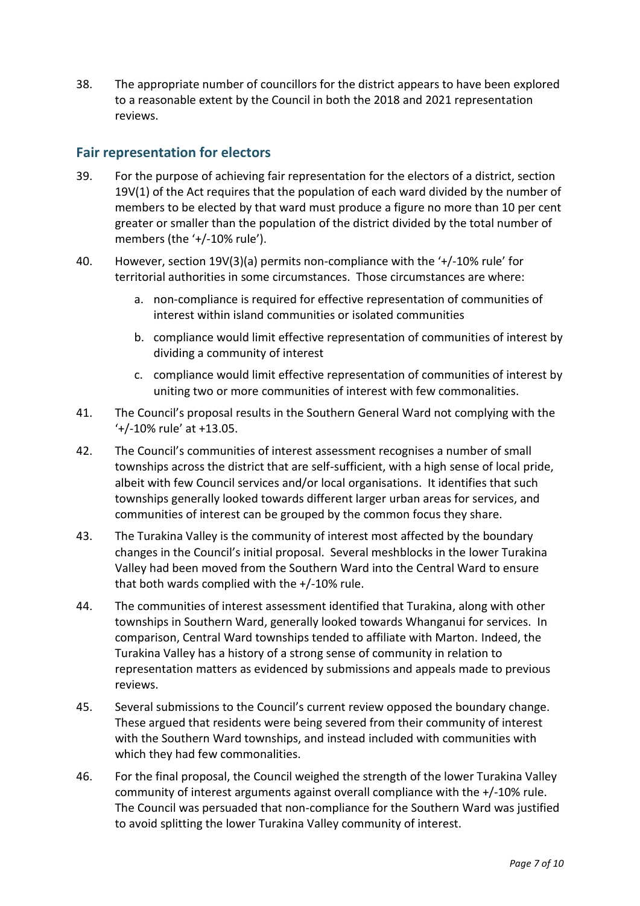38. The appropriate number of councillors for the district appears to have been explored to a reasonable extent by the Council in both the 2018 and 2021 representation reviews.

## Fair representation for electors

39. For the purpose of achieving fair representation for the electors of a district, section 19V(1) of the Act requires that the population of each ward divided by the number of members to be elected by that ward must produce a figure no more than 10 per cent greater or smaller than the population of the district divided by the total number of members (the '+/-10% rule').

40. However, section 19V(3)(a) permits non-compliance with the '+/-10% rule' for territorial authorities in some circumstances. Those circumstances are where:

    a. non-compliance is required for effective representation of communities of interest within island communities or isolated communities

    b. compliance would limit effective representation of communities of interest by dividing a community of interest

    c. compliance would limit effective representation of communities of interest by uniting two or more communities of interest with few commonalities.

41. The Council's proposal results in the Southern General Ward not complying with the '+/-10% rule' at +13.05.

42. The Council's communities of interest assessment recognises a number of small townships across the district that are self-sufficient, with a high sense of local pride, albeit with few Council services and/or local organisations. It identifies that such townships generally looked towards different larger urban areas for services, and communities of interest can be grouped by the common focus they share.

43. The Turakina Valley is the community of interest most affected by the boundary changes in the Council's initial proposal. Several meshblocks in the lower Turakina Valley had been moved from the Southern Ward into the Central Ward to ensure that both wards complied with the +/-10% rule.

44. The communities of interest assessment identified that Turakina, along with other townships in Southern Ward, generally looked towards Whanganui for services. In comparison, Central Ward townships tended to affiliate with Marton. Indeed, the Turakina Valley has a history of a strong sense of community in relation to representation matters as evidenced by submissions and appeals made to previous reviews.

45. Several submissions to the Council's current review opposed the boundary change. These argued that residents were being severed from their community of interest with the Southern Ward townships, and instead included with communities with which they had few commonalities.

46. For the final proposal, the Council weighed the strength of the lower Turakina Valley community of interest arguments against overall compliance with the +/-10% rule. The Council was persuaded that non-compliance for the Southern Ward was justified to avoid splitting the lower Turakina Valley community of interest.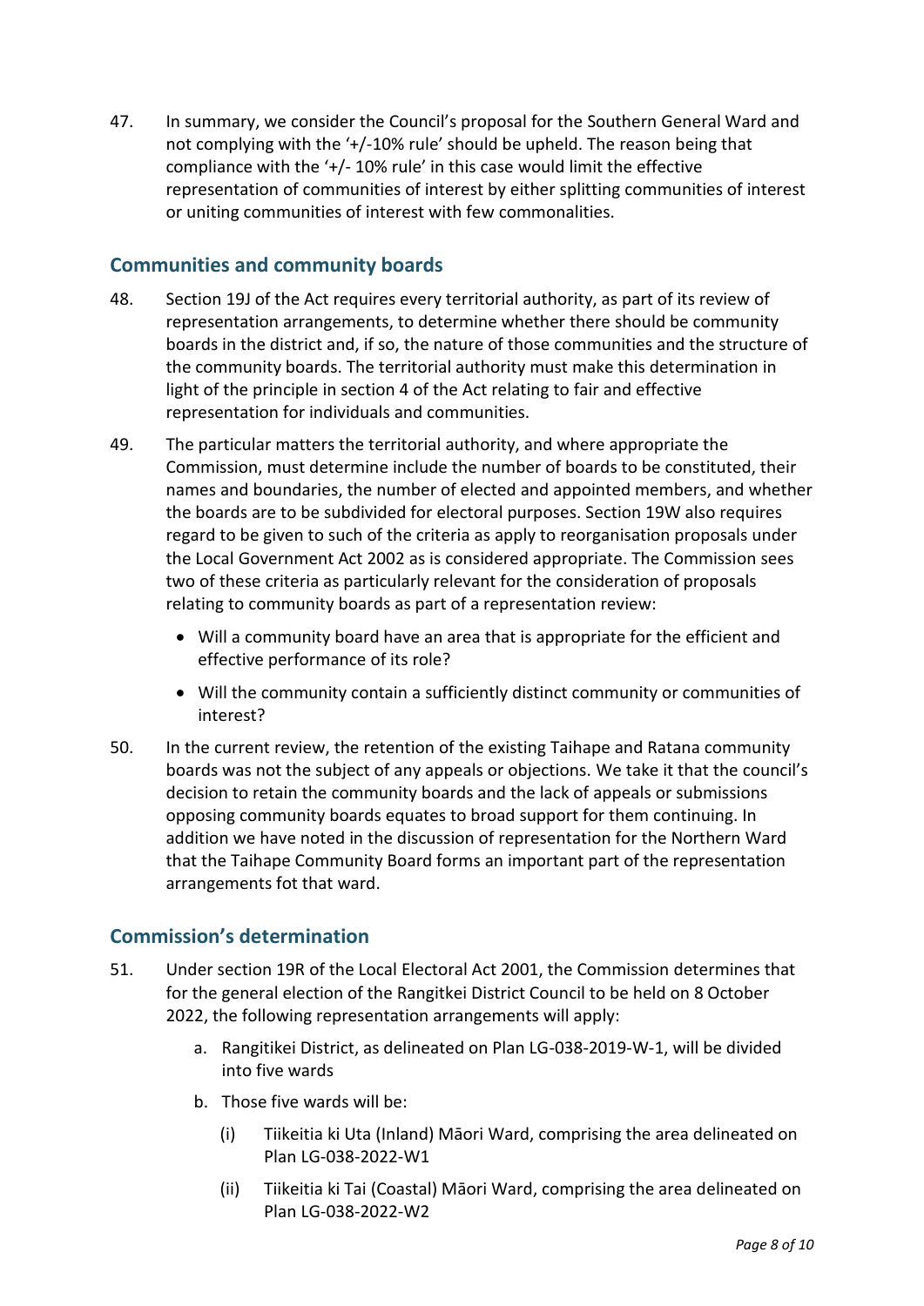47. In summary, we consider the Council's proposal for the Southern General Ward and not complying with the '+/-10% rule' should be upheld. The reason being that compliance with the '+/- 10% rule' in this case would limit the effective representation of communities of interest by either splitting communities of interest or uniting communities of interest with few commonalities.

## Communities and community boards

48. Section 19J of the Act requires every territorial authority, as part of its review of representation arrangements, to determine whether there should be community boards in the district and, if so, the nature of those communities and the structure of the community boards. The territorial authority must make this determination in light of the principle in section 4 of the Act relating to fair and effective representation for individuals and communities.

49. The particular matters the territorial authority, and where appropriate the Commission, must determine include the number of boards to be constituted, their names and boundaries, the number of elected and appointed members, and whether the boards are to be subdivided for electoral purposes. Section 19W also requires regard to be given to such of the criteria as apply to reorganisation proposals under the Local Government Act 2002 as is considered appropriate. The Commission sees two of these criteria as particularly relevant for the consideration of proposals relating to community boards as part of a representation review:

    - Will a community board have an area that is appropriate for the efficient and effective performance of its role?
    - Will the community contain a sufficiently distinct community or communities of interest?

50. In the current review, the retention of the existing Taihape and Ratana community boards was not the subject of any appeals or objections. We take it that the council's decision to retain the community boards and the lack of appeals or submissions opposing community boards equates to broad support for them continuing. In addition we have noted in the discussion of representation for the Northern Ward that the Taihape Community Board forms an important part of the representation arrangements fot that ward.

## Commission's determination

51. Under section 19R of the Local Electoral Act 2001, the Commission determines that for the general election of the Rangitkei District Council to be held on 8 October 2022, the following representation arrangements will apply:

    a. Rangitikei District, as delineated on Plan LG-038-2019-W-1, will be divided into five wards

    b. Those five wards will be:

        (i) Tiikeitia ki Uta (Inland) Māori Ward, comprising the area delineated on Plan LG-038-2022-W1

        (ii) Tiikeitia ki Tai (Coastal) Māori Ward, comprising the area delineated on Plan LG-038-2022-W2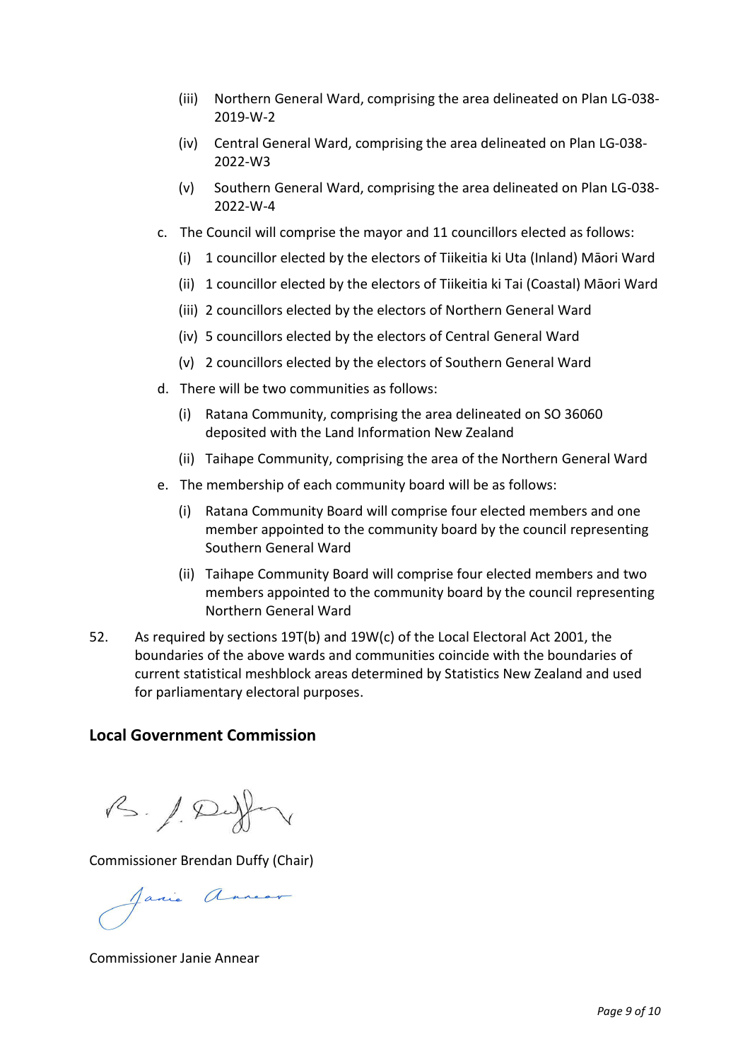(iii) Northern General Ward, comprising the area delineated on Plan LG-038-2019-W-2

(iv) Central General Ward, comprising the area delineated on Plan LG-038-2022-W3

(v) Southern General Ward, comprising the area delineated on Plan LG-038-2022-W-4

c. The Council will comprise the mayor and 11 councillors elected as follows:

   (i) 1 councillor elected by the electors of Tiikeitia ki Uta (Inland) Māori Ward

   (ii) 1 councillor elected by the electors of Tiikeitia ki Tai (Coastal) Māori Ward

   (iii) 2 councillors elected by the electors of Northern General Ward

   (iv) 5 councillors elected by the electors of Central General Ward

   (v) 2 councillors elected by the electors of Southern General Ward

d. There will be two communities as follows:

   (i) Ratana Community, comprising the area delineated on SO 36060 deposited with the Land Information New Zealand

   (ii) Taihape Community, comprising the area of the Northern General Ward

e. The membership of each community board will be as follows:

   (i) Ratana Community Board will comprise four elected members and one member appointed to the community board by the council representing Southern General Ward

   (ii) Taihape Community Board will comprise four elected members and two members appointed to the community board by the council representing Northern General Ward

52. As required by sections 19T(b) and 19W(c) of the Local Electoral Act 2001, the boundaries of the above wards and communities coincide with the boundaries of current statistical meshblock areas determined by Statistics New Zealand and used for parliamentary electoral purposes.

## Local Government Commission

Commissioner Brendan Duffy (Chair)

Commissioner Janie Annear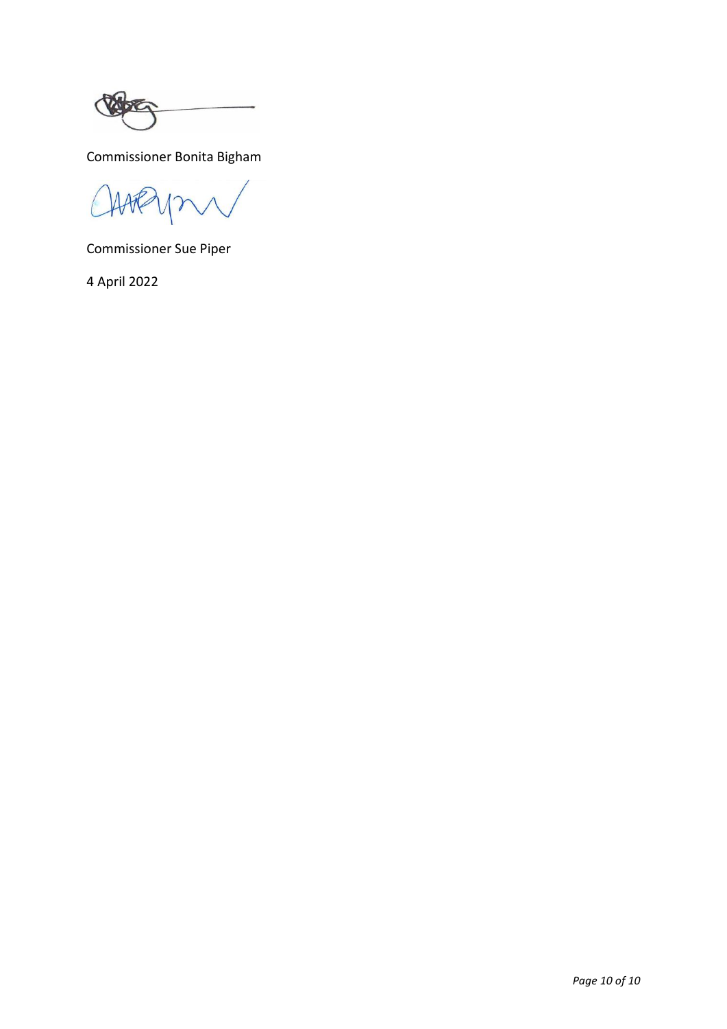Commissioner Bonita Bigham

Commissioner Sue Piper

4 April 2022